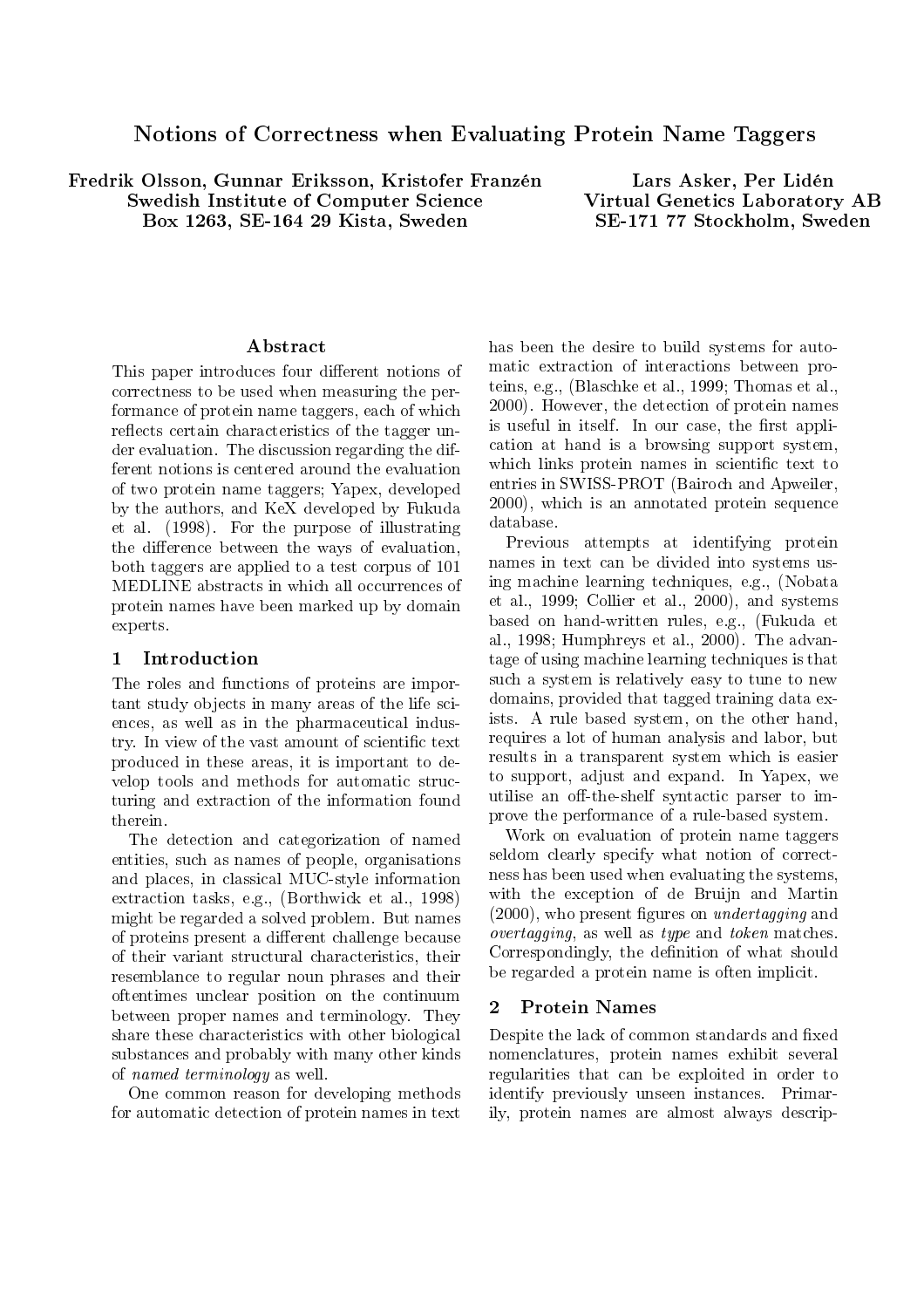# Notions of Correctness when Evaluating Protein Name Taggers

Fredrik Olsson, Gunnar Eriksson, Kristofer Franzén
Swedish Institute of Computer Science
Box 1263, SE-164 29 Kista, Sweden

Lars Asker, Per Lidén
Virtual Genetics Laboratory AB
SE-171 77 Stockholm, Sweden

## Abstract

This paper introduces four different notions of correctness to be used when measuring the performance of protein name taggers, each of which reflects certain characteristics of the tagger under evaluation. The discussion regarding the different notions is centered around the evaluation of two protein name taggers; Yapex, developed by the authors, and KeX developed by Fukuda et al. (1998). For the purpose of illustrating the difference between the ways of evaluation, both taggers are applied to a test corpus of 101 MEDLINE abstracts in which all occurrences of protein names have been marked up by domain experts.

## 1 Introduction

The roles and functions of proteins are important study objects in many areas of the life sciences, as well as in the pharmaceutical industry. In view of the vast amount of scientific text produced in these areas, it is important to develop tools and methods for automatic structuring and extraction of the information found therein.

The detection and categorization of named entities, such as names of people, organisations and places, in classical MUC-style information extraction tasks, e.g., (Borthwick et al., 1998) might be regarded a solved problem. But names of proteins present a different challenge because of their variant structural characteristics, their resemblance to regular noun phrases and their oftentimes unclear position on the continuum between proper names and terminology. They share these characteristics with other biological substances and probably with many other kinds of *named terminology* as well.

One common reason for developing methods for automatic detection of protein names in text has been the desire to build systems for automatic extraction of interactions between proteins, e.g., (Blaschke et al., 1999; Thomas et al., 2000). However, the detection of protein names is useful in itself. In our case, the first application at hand is a browsing support system, which links protein names in scientific text to entries in SWISS-PROT (Bairoch and Apweiler, 2000), which is an annotated protein sequence database.

Previous attempts at identifying protein names in text can be divided into systems using machine learning techniques, e.g., (Nobata et al., 1999; Collier et al., 2000), and systems based on hand-written rules, e.g., (Fukuda et al., 1998; Humphreys et al., 2000). The advantage of using machine learning techniques is that such a system is relatively easy to tune to new domains, provided that tagged training data exists. A rule based system, on the other hand, requires a lot of human analysis and labor, but results in a transparent system which is easier to support, adjust and expand. In Yapex, we utilise an off-the-shelf syntactic parser to improve the performance of a rule-based system.

Work on evaluation of protein name taggers seldom clearly specify what notion of correctness has been used when evaluating the systems, with the exception of de Bruijn and Martin (2000), who present figures on *undertagging* and *overtagging*, as well as *type* and *token* matches. Correspondingly, the definition of what should be regarded a protein name is often implicit.

## 2 Protein Names

Despite the lack of common standards and fixed nomenclatures, protein names exhibit several regularities that can be exploited in order to identify previously unseen instances. Primarily, protein names are almost always descrip-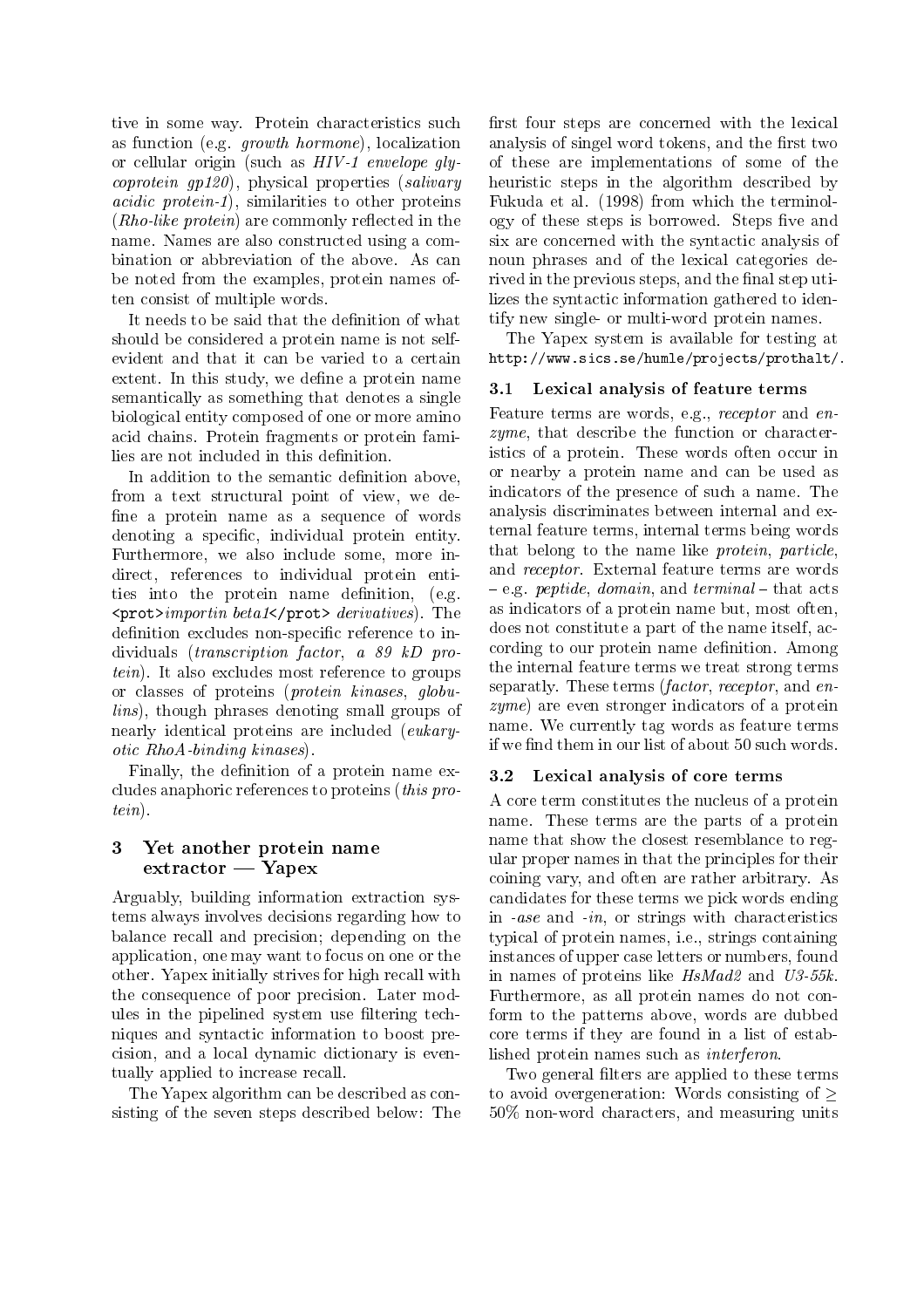tive in some way. Protein characteristics such as function (e.g. *growth hormone*), localization or cellular origin (such as *HIV-1 envelope glycoprotein gp120*), physical properties (*salivary acidic protein-1*), similarities to other proteins (*Rho-like protein*) are commonly reflected in the name. Names are also constructed using a combination or abbreviation of the above. As can be noted from the examples, protein names often consist of multiple words.

It needs to be said that the definition of what should be considered a protein name is not self-evident and that it can be varied to a certain extent. In this study, we define a protein name semantically as something that denotes a single biological entity composed of one or more amino acid chains. Protein fragments or protein families are not included in this definition.

In addition to the semantic definition above, from a text structural point of view, we define a protein name as a sequence of words denoting a specific, individual protein entity. Furthermore, we also include some, more indirect, references to individual protein entities into the protein name definition, (e.g. `<prot>`*importin beta1*`</prot>` *derivatives*). The definition excludes non-specific reference to individuals (*transcription factor*, *a 89 kD protein*). It also excludes most reference to groups or classes of proteins (*protein kinases*, *globulins*), though phrases denoting small groups of nearly identical proteins are included (*eukaryotic RhoA-binding kinases*).

Finally, the definition of a protein name excludes anaphoric references to proteins (*this protein*).

## 3 Yet another protein name extractor — Yapex

Arguably, building information extraction systems always involves decisions regarding how to balance recall and precision; depending on the application, one may want to focus on one or the other. Yapex initially strives for high recall with the consequence of poor precision. Later modules in the pipelined system use filtering techniques and syntactic information to boost precision, and a local dynamic dictionary is eventually applied to increase recall.

The Yapex algorithm can be described as consisting of the seven steps described below: The first four steps are concerned with the lexical analysis of singel word tokens, and the first two of these are implementations of some of the heuristic steps in the algorithm described by Fukuda et al. (1998) from which the terminology of these steps is borrowed. Steps five and six are concerned with the syntactic analysis of noun phrases and of the lexical categories derived in the previous steps, and the final step utilizes the syntactic information gathered to identify new single- or multi-word protein names.

The Yapex system is available for testing at `http://www.sics.se/humle/projects/prothalt/`.

### 3.1 Lexical analysis of feature terms

Feature terms are words, e.g., *receptor* and *enzyme*, that describe the function or characteristics of a protein. These words often occur in or nearby a protein name and can be used as indicators of the presence of such a name. The analysis discriminates between internal and external feature terms, internal terms being words that belong to the name like *protein*, *particle*, and *receptor*. External feature terms are words – e.g. *peptide*, *domain*, and *terminal* – that acts as indicators of a protein name but, most often, does not constitute a part of the name itself, according to our protein name definition. Among the internal feature terms we treat strong terms separatly. These terms (*factor*, *receptor*, and *enzyme*) are even stronger indicators of a protein name. We currently tag words as feature terms if we find them in our list of about 50 such words.

### 3.2 Lexical analysis of core terms

A core term constitutes the nucleus of a protein name. These terms are the parts of a protein name that show the closest resemblance to regular proper names in that the principles for their coining vary, and often are rather arbitrary. As candidates for these terms we pick words ending in *-ase* and *-in*, or strings with characteristics typical of protein names, i.e., strings containing instances of upper case letters or numbers, found in names of proteins like *HsMad2* and *U3-55k*. Furthermore, as all protein names do not conform to the patterns above, words are dubbed core terms if they are found in a list of established protein names such as *interferon*.

Two general filters are applied to these terms to avoid overgeneration: Words consisting of $\geq$ 50% non-word characters, and measuring units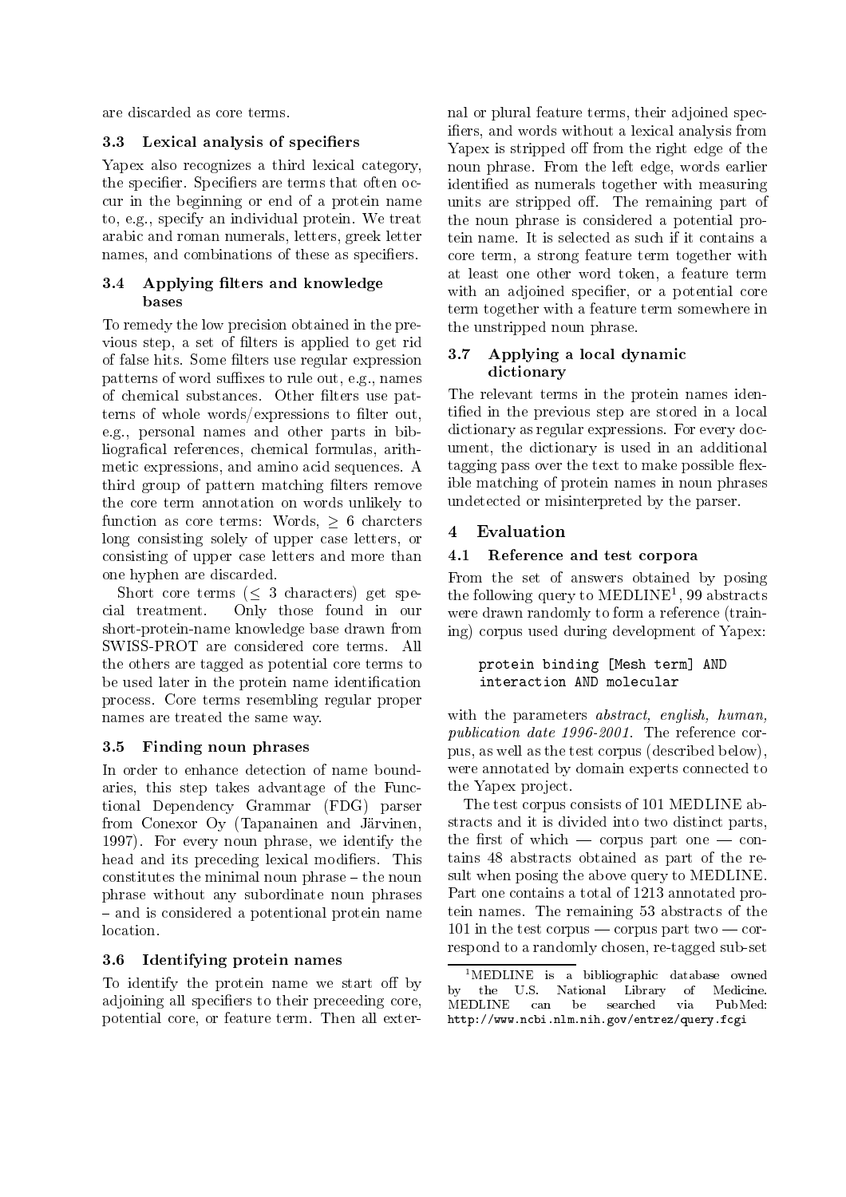are discarded as core terms.

### 3.3 Lexical analysis of specifiers

Yapex also recognizes a third lexical category, the specifier. Specifiers are terms that often occur in the beginning or end of a protein name to, e.g., specify an individual protein. We treat arabic and roman numerals, letters, greek letter names, and combinations of these as specifiers.

### 3.4 Applying filters and knowledge bases

To remedy the low precision obtained in the previous step, a set of filters is applied to get rid of false hits. Some filters use regular expression patterns of word suffixes to rule out, e.g., names of chemical substances. Other filters use patterns of whole words/expressions to filter out, e.g., personal names and other parts in bibliografical references, chemical formulas, arithmetic expressions, and amino acid sequences. A third group of pattern matching filters remove the core term annotation on words unlikely to function as core terms: Words, $\geq 6$ charcters long consisting solely of upper case letters, or consisting of upper case letters and more than one hyphen are discarded.

Short core terms ($\leq 3$ characters) get special treatment. Only those found in our short-protein-name knowledge base drawn from SWISS-PROT are considered core terms. All the others are tagged as potential core terms to be used later in the protein name identification process. Core terms resembling regular proper names are treated the same way.

### 3.5 Finding noun phrases

In order to enhance detection of name boundaries, this step takes advantage of the Functional Dependency Grammar (FDG) parser from Conexor Oy (Tapanainen and Järvinen, 1997). For every noun phrase, we identify the head and its preceding lexical modifiers. This constitutes the minimal noun phrase – the noun phrase without any subordinate noun phrases – and is considered a potentional protein name location.

### 3.6 Identifying protein names

To identify the protein name we start off by adjoining all specifiers to their preceeding core, potential core, or feature term. Then all external or plural feature terms, their adjoined specifiers, and words without a lexical analysis from Yapex is stripped off from the right edge of the noun phrase. From the left edge, words earlier identified as numerals together with measuring units are stripped off. The remaining part of the noun phrase is considered a potential protein name. It is selected as such if it contains a core term, a strong feature term together with at least one other word token, a feature term with an adjoined specifier, or a potential core term together with a feature term somewhere in the unstripped noun phrase.

### 3.7 Applying a local dynamic dictionary

The relevant terms in the protein names identified in the previous step are stored in a local dictionary as regular expressions. For every document, the dictionary is used in an additional tagging pass over the text to make possible flexible matching of protein names in noun phrases undetected or misinterpreted by the parser.

## 4 Evaluation

### 4.1 Reference and test corpora

From the set of answers obtained by posing the following query to MEDLINE[1], 99 abstracts were drawn randomly to form a reference (training) corpus used during development of Yapex:

```
protein binding [Mesh term] AND
interaction AND molecular
```

with the parameters *abstract, english, human, publication date 1996-2001*. The reference corpus, as well as the test corpus (described below), were annotated by domain experts connected to the Yapex project.

The test corpus consists of 101 MEDLINE abstracts and it is divided into two distinct parts, the first of which — corpus part one — contains 48 abstracts obtained as part of the result when posing the above query to MEDLINE. Part one contains a total of 1213 annotated protein names. The remaining 53 abstracts of the 101 in the test corpus — corpus part two — correspond to a randomly chosen, re-tagged sub-set

[1] MEDLINE is a bibliographic database owned by the U.S. National Library of Medicine. MEDLINE can be searched via PubMed: http://www.ncbi.nlm.nih.gov/entrez/query.fcgi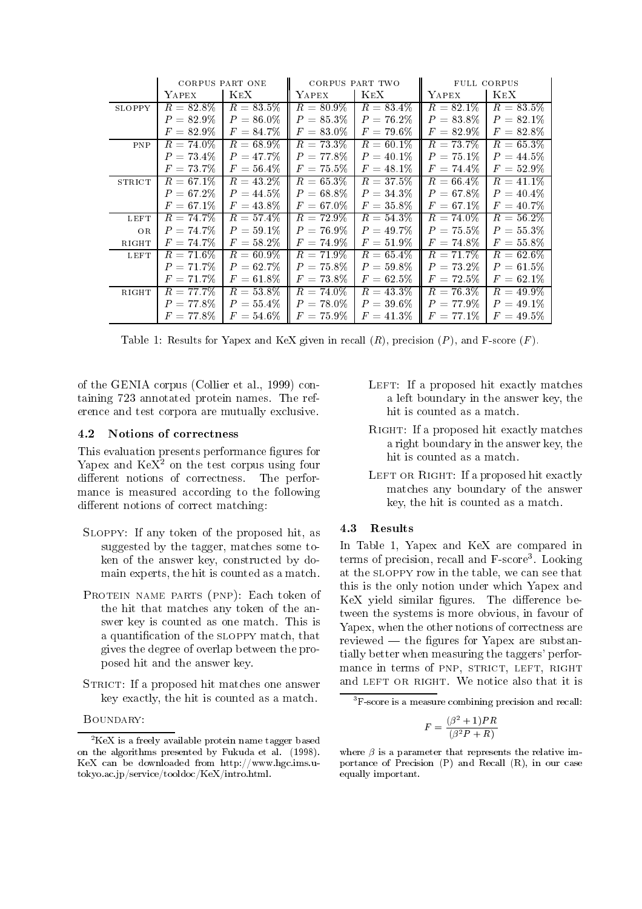| | CORPUS PART ONE | | CORPUS PART TWO | | FULL CORPUS | |
|---|---|---|---|---|---|---|
| | YAPEX | KEX | YAPEX | KEX | YAPEX | KEX |
| SLOPPY | $R = 82.8\%$ | $R = 83.5\%$ | $R = 80.9\%$ | $R = 83.4\%$ | $R = 82.1\%$ | $R = 83.5\%$ |
| | $P = 82.9\%$ | $P = 86.0\%$ | $P = 85.3\%$ | $P = 76.2\%$ | $P = 83.8\%$ | $P = 82.1\%$ |
| | $F = 82.9\%$ | $F = 84.7\%$ | $F = 83.0\%$ | $F = 79.6\%$ | $F = 82.9\%$ | $F = 82.8\%$ |
| PNP | $R = 74.0\%$ | $R = 68.9\%$ | $R = 73.3\%$ | $R = 60.1\%$ | $R = 73.7\%$ | $R = 65.3\%$ |
| | $P = 73.4\%$ | $P = 47.7\%$ | $P = 77.8\%$ | $P = 40.1\%$ | $P = 75.1\%$ | $P = 44.5\%$ |
| | $F = 73.7\%$ | $F = 56.4\%$ | $F = 75.5\%$ | $F = 48.1\%$ | $F = 74.4\%$ | $F = 52.9\%$ |
| STRICT | $R = 67.1\%$ | $R = 43.2\%$ | $R = 65.3\%$ | $R = 37.5\%$ | $R = 66.4\%$ | $R = 41.1\%$ |
| | $P = 67.2\%$ | $P = 44.5\%$ | $P = 68.8\%$ | $P = 34.3\%$ | $P = 67.8\%$ | $P = 40.4\%$ |
| | $F = 67.1\%$ | $F = 43.8\%$ | $F = 67.0\%$ | $F = 35.8\%$ | $F = 67.1\%$ | $F = 40.7\%$ |
| LEFT | $R = 74.7\%$ | $R = 57.4\%$ | $R = 72.9\%$ | $R = 54.3\%$ | $R = 74.0\%$ | $R = 56.2\%$ |
| OR | $P = 74.7\%$ | $P = 59.1\%$ | $P = 76.9\%$ | $P = 49.7\%$ | $P = 75.5\%$ | $P = 55.3\%$ |
| RIGHT | $F = 74.7\%$ | $F = 58.2\%$ | $F = 74.9\%$ | $F = 51.9\%$ | $F = 74.8\%$ | $F = 55.8\%$ |
| LEFT | $R = 71.6\%$ | $R = 60.9\%$ | $R = 71.9\%$ | $R = 65.4\%$ | $R = 71.7\%$ | $R = 62.6\%$ |
| | $P = 71.7\%$ | $P = 62.7\%$ | $P = 75.8\%$ | $P = 59.8\%$ | $P = 73.2\%$ | $P = 61.5\%$ |
| | $F = 71.7\%$ | $F = 61.8\%$ | $F = 73.8\%$ | $F = 62.5\%$ | $F = 72.5\%$ | $F = 62.1\%$ |
| RIGHT | $R = 77.7\%$ | $R = 53.8\%$ | $R = 74.0\%$ | $R = 43.3\%$ | $R = 76.3\%$ | $R = 49.9\%$ |
| | $P = 77.8\%$ | $P = 55.4\%$ | $P = 78.0\%$ | $P = 39.6\%$ | $P = 77.9\%$ | $P = 49.1\%$ |
| | $F = 77.8\%$ | $F = 54.6\%$ | $F = 75.9\%$ | $F = 41.3\%$ | $F = 77.1\%$ | $F = 49.5\%$ |

Table 1: Results for Yapex and KeX given in recall ($R$), precision ($P$), and F-score ($F$).

of the GENIA corpus (Collier et al., 1999) containing 723 annotated protein names. The reference and test corpora are mutually exclusive.

### 4.2 Notions of correctness

This evaluation presents performance figures for Yapex and KeX[2] on the test corpus using four different notions of correctness. The performance is measured according to the following different notions of correct matching:

- SLOPPY: If any token of the proposed hit, as suggested by the tagger, matches some token of the answer key, constructed by domain experts, the hit is counted as a match.
- PROTEIN NAME PARTS (PNP): Each token of the hit that matches any token of the answer key is counted as one match. This is a quantification of the SLOPPY match, that gives the degree of overlap between the proposed hit and the answer key.
- STRICT: If a proposed hit matches one answer key exactly, the hit is counted as a match.
- BOUNDARY:
  - LEFT: If a proposed hit exactly matches a left boundary in the answer key, the hit is counted as a match.
  - RIGHT: If a proposed hit exactly matches a right boundary in the answer key, the hit is counted as a match.
  - LEFT OR RIGHT: If a proposed hit exactly matches any boundary of the answer key, the hit is counted as a match.

### 4.3 Results

In Table 1, Yapex and KeX are compared in terms of precision, recall and F-score[3]. Looking at the SLOPPY row in the table, we can see that this is the only notion under which Yapex and KeX yield similar figures. The difference between the systems is more obvious, in favour of Yapex, when the other notions of correctness are reviewed — the figures for Yapex are substantially better when measuring the taggers' performance in terms of PNP, STRICT, LEFT, RIGHT and LEFT OR RIGHT. We notice also that it is

[2] KeX is a freely available protein name tagger based on the algorithms presented by Fukuda et al. (1998). KeX can be downloaded from http://www.hgc.ims.u-tokyo.ac.jp/service/tooldoc/KeX/intro.html.

[3] F-score is a measure combining precision and recall:

$$F = \frac{(\beta^2 + 1)PR}{(\beta^2 P + R)}$$

where $\beta$ is a parameter that represents the relative importance of Precision (P) and Recall (R), in our case equally important.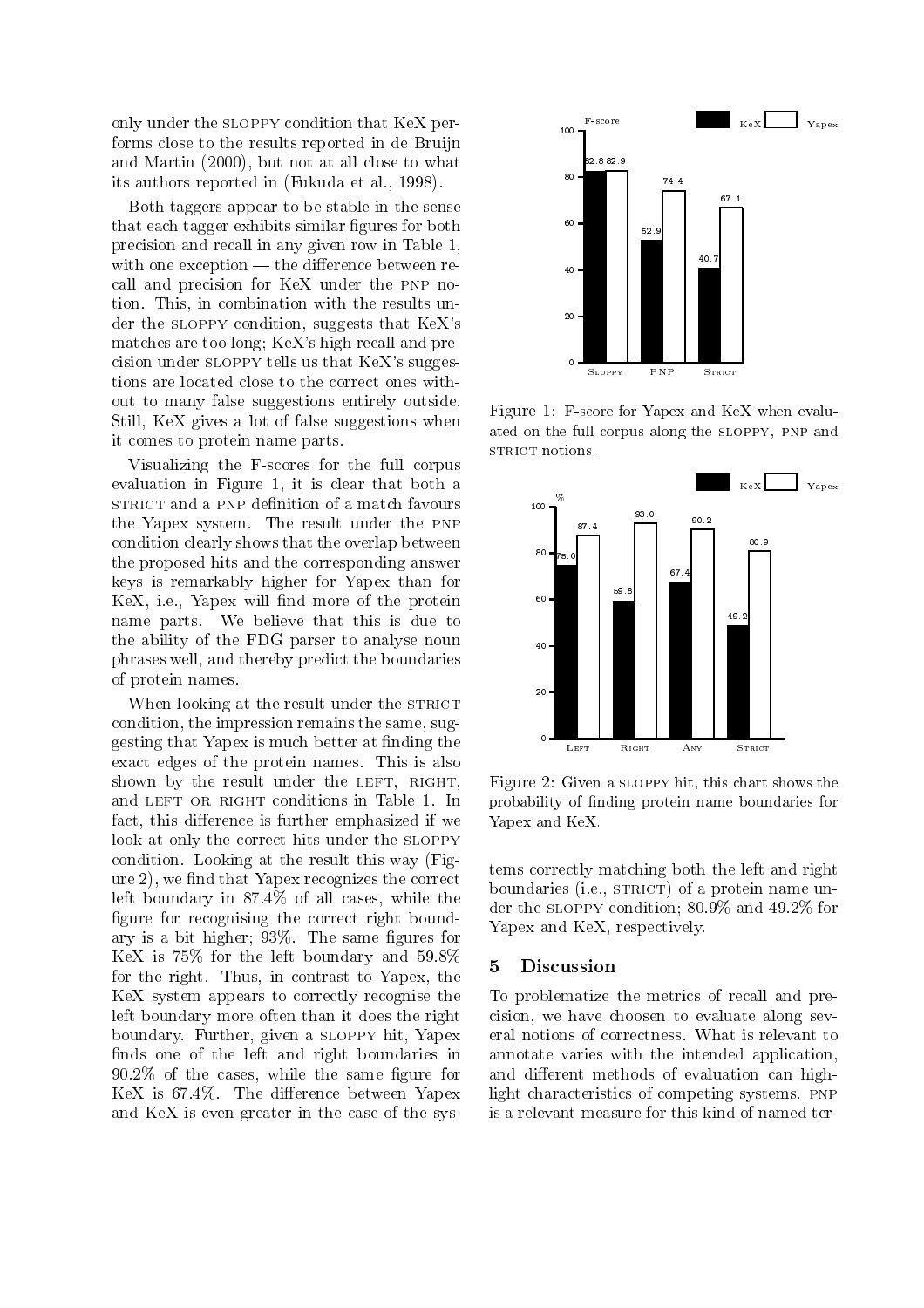only under the SLOPPY condition that KeX performs close to the results reported in de Bruijn and Martin (2000), but not at all close to what its authors reported in (Fukuda et al., 1998).

Both taggers appear to be stable in the sense that each tagger exhibits similar figures for both precision and recall in any given row in Table 1, with one exception — the difference between recall and precision for KeX under the PNP notion. This, in combination with the results under the SLOPPY condition, suggests that KeX's matches are too long; KeX's high recall and precision under SLOPPY tells us that KeX's suggestions are located close to the correct ones without to many false suggestions entirely outside. Still, KeX gives a lot of false suggestions when it comes to protein name parts.

Visualizing the F-scores for the full corpus evaluation in Figure 1, it is clear that both a STRICT and a PNP definition of a match favours the Yapex system. The result under the PNP condition clearly shows that the overlap between the proposed hits and the corresponding answer keys is remarkably higher for Yapex than for KeX, i.e., Yapex will find more of the protein name parts. We believe that this is due to the ability of the FDG parser to analyse noun phrases well, and thereby predict the boundaries of protein names.

When looking at the result under the STRICT condition, the impression remains the same, suggesting that Yapex is much better at finding the exact edges of the protein names. This is also shown by the result under the LEFT, RIGHT, and LEFT OR RIGHT conditions in Table 1. In fact, this difference is further emphasized if we look at only the correct hits under the SLOPPY condition. Looking at the result this way (Figure 2), we find that Yapex recognizes the correct left boundary in 87.4% of all cases, while the figure for recognising the correct right boundary is a bit higher; 93%. The same figures for KeX is 75% for the left boundary and 59.8% for the right. Thus, in contrast to Yapex, the KeX system appears to correctly recognise the left boundary more often than it does the right boundary. Further, given a SLOPPY hit, Yapex finds one of the left and right boundaries in 90.2% of the cases, while the same figure for KeX is 67.4%. The difference between Yapex and KeX is even greater in the case of the systems correctly matching both the left and right boundaries (i.e., STRICT) of a protein name under the SLOPPY condition; 80.9% and 49.2% for Yapex and KeX, respectively.

| F-score | KeX | Yapex |
| --- | --- | --- |
| Sloppy | 82.8 | 82.9 |
| PNP | 52.9 | 74.4 |
| Strict | 40.7 | 67.1 |

Figure 1: F-score for Yapex and KeX when evaluated on the full corpus along the SLOPPY, PNP and STRICT notions.

| % | KeX | Yapex |
| --- | --- | --- |
| Left | 75.0 | 87.4 |
| Right | 59.8 | 93.0 |
| Any | 67.4 | 90.2 |
| Strict | 49.2 | 80.9 |

Figure 2: Given a SLOPPY hit, this chart shows the probability of finding protein name boundaries for Yapex and KeX.

## 5 Discussion

To problematize the metrics of recall and precision, we have choosen to evaluate along several notions of correctness. What is relevant to annotate varies with the intended application, and different methods of evaluation can highlight characteristics of competing systems. PNP is a relevant measure for this kind of named ter-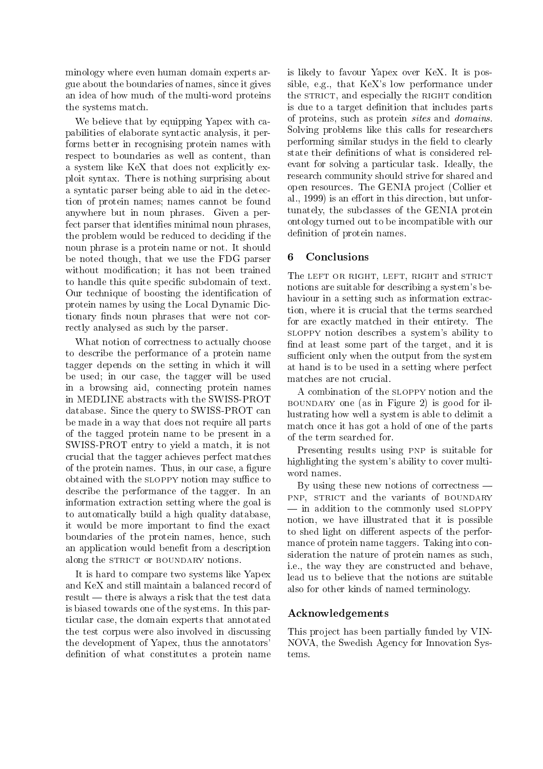minology where even human domain experts argue about the boundaries of names, since it gives an idea of how much of the multi-word proteins the systems match.

We believe that by equipping Yapex with capabilities of elaborate syntactic analysis, it performs better in recognising protein names with respect to boundaries as well as content, than a system like KeX that does not explicitly exploit syntax. There is nothing surprising about a syntatic parser being able to aid in the detection of protein names; names cannot be found anywhere but in noun phrases. Given a perfect parser that identifies minimal noun phrases, the problem would be reduced to deciding if the noun phrase is a protein name or not. It should be noted though, that we use the FDG parser without modification; it has not been trained to handle this quite specific subdomain of text. Our technique of boosting the identification of protein names by using the Local Dynamic Dictionary finds noun phrases that were not correctly analysed as such by the parser.

What notion of correctness to actually choose to describe the performance of a protein name tagger depends on the setting in which it will be used; in our case, the tagger will be used in a browsing aid, connecting protein names in MEDLINE abstracts with the SWISS-PROT database. Since the query to SWISS-PROT can be made in a way that does not require all parts of the tagged protein name to be present in a SWISS-PROT entry to yield a match, it is not crucial that the tagger achieves perfect matches of the protein names. Thus, in our case, a figure obtained with the SLOPPY notion may suffice to describe the performance of the tagger. In an information extraction setting where the goal is to automatically build a high quality database, it would be more important to find the exact boundaries of the protein names, hence, such an application would benefit from a description along the STRICT or BOUNDARY notions.

It is hard to compare two systems like Yapex and KeX and still maintain a balanced record of result — there is always a risk that the test data is biased towards one of the systems. In this particular case, the domain experts that annotated the test corpus were also involved in discussing the development of Yapex, thus the annotators' definition of what constitutes a protein name is likely to favour Yapex over KeX. It is possible, e.g., that KeX's low performance under the STRICT, and especially the RIGHT condition is due to a target definition that includes parts of proteins, such as protein *sites* and *domains*. Solving problems like this calls for researchers performing similar studys in the field to clearly state their definitions of what is considered relevant for solving a particular task. Ideally, the research community should strive for shared and open resources. The GENIA project (Collier et al., 1999) is an effort in this direction, but unfortunately, the subclasses of the GENIA protein ontology turned out to be incompatible with our definition of protein names.

## 6 Conclusions

The LEFT OR RIGHT, LEFT, RIGHT and STRICT notions are suitable for describing a system's behaviour in a setting such as information extraction, where it is crucial that the terms searched for are exactly matched in their entirety. The SLOPPY notion describes a system's ability to find at least some part of the target, and it is sufficient only when the output from the system at hand is to be used in a setting where perfect matches are not crucial.

A combination of the SLOPPY notion and the BOUNDARY one (as in Figure 2) is good for illustrating how well a system is able to delimit a match once it has got a hold of one of the parts of the term searched for.

Presenting results using PNP is suitable for highlighting the system's ability to cover multi-word names.

By using these new notions of correctness — PNP, STRICT and the variants of BOUNDARY — in addition to the commonly used SLOPPY notion, we have illustrated that it is possible to shed light on different aspects of the performance of protein name taggers. Taking into consideration the nature of protein names as such, i.e., the way they are constructed and behave, lead us to believe that the notions are suitable also for other kinds of named terminology.

## Acknowledgements

This project has been partially funded by VINNOVA, the Swedish Agency for Innovation Systems.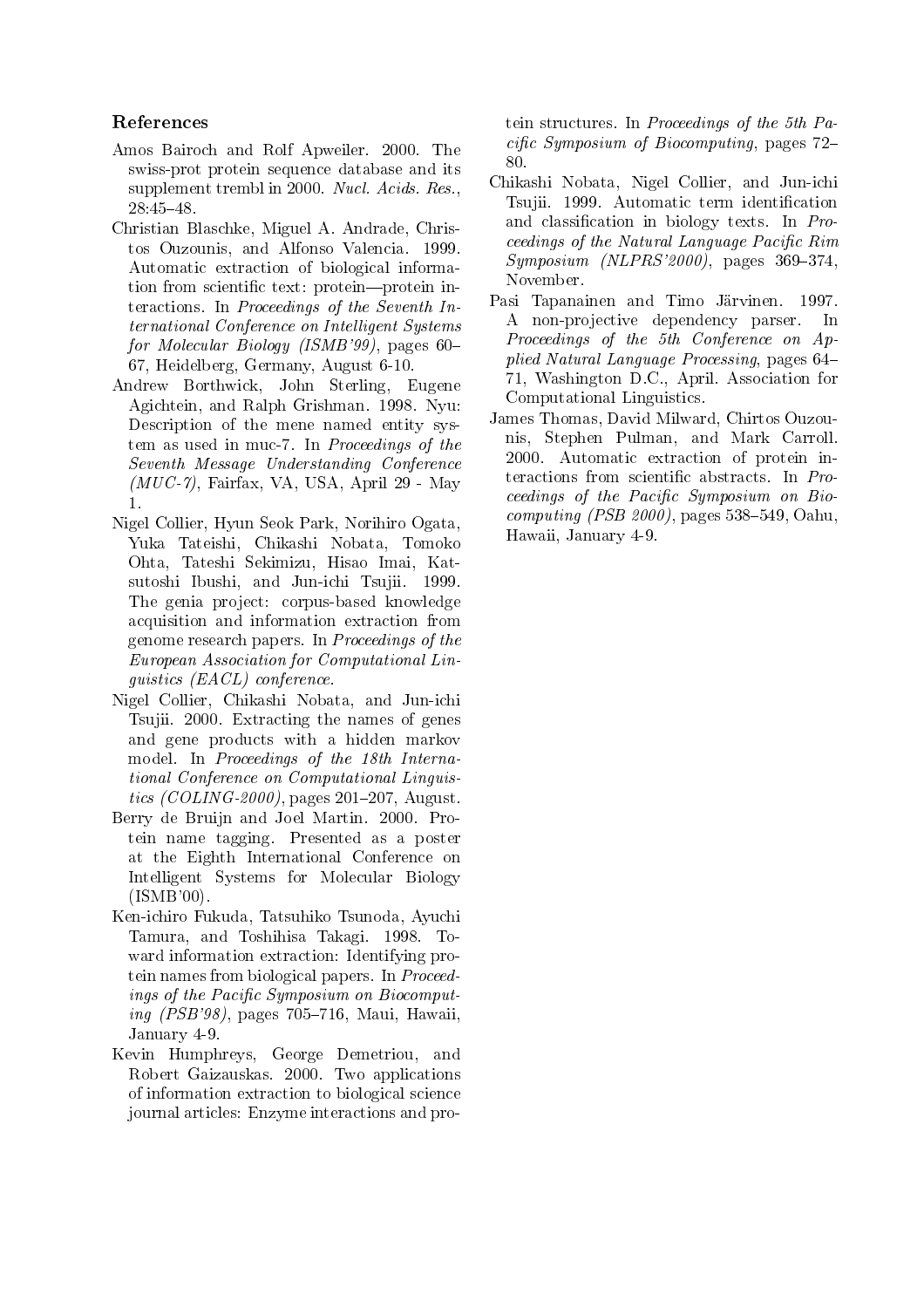## References

Amos Bairoch and Rolf Apweiler. 2000. The swiss-prot protein sequence database and its supplement trembl in 2000. *Nucl. Acids. Res.*, 28:45–48.

Christian Blaschke, Miguel A. Andrade, Christos Ouzounis, and Alfonso Valencia. 1999. Automatic extraction of biological information from scientific text: protein—protein interactions. In *Proceedings of the Seventh International Conference on Intelligent Systems for Molecular Biology (ISMB'99)*, pages 60–67, Heidelberg, Germany, August 6-10.

Andrew Borthwick, John Sterling, Eugene Agichtein, and Ralph Grishman. 1998. Nyu: Description of the mene named entity system as used in muc-7. In *Proceedings of the Seventh Message Understanding Conference (MUC-7)*, Fairfax, VA, USA, April 29 - May 1.

Nigel Collier, Hyun Seok Park, Norihiro Ogata, Yuka Tateishi, Chikashi Nobata, Tomoko Ohta, Tateshi Sekimizu, Hisao Imai, Katsutoshi Ibushi, and Jun-ichi Tsujii. 1999. The genia project: corpus-based knowledge acquisition and information extraction from genome research papers. In *Proceedings of the European Association for Computational Linguistics (EACL) conference.*

Nigel Collier, Chikashi Nobata, and Jun-ichi Tsujii. 2000. Extracting the names of genes and gene products with a hidden markov model. In *Proceedings of the 18th International Conference on Computational Linguistics (COLING-2000)*, pages 201–207, August.

Berry de Bruijn and Joel Martin. 2000. Protein name tagging. Presented as a poster at the Eighth International Conference on Intelligent Systems for Molecular Biology (ISMB'00).

Ken-ichiro Fukuda, Tatsuhiko Tsunoda, Ayuchi Tamura, and Toshihisa Takagi. 1998. Toward information extraction: Identifying protein names from biological papers. In *Proceedings of the Pacific Symposium on Biocomputing (PSB'98)*, pages 705–716, Maui, Hawaii, January 4-9.

Kevin Humphreys, George Demetriou, and Robert Gaizauskas. 2000. Two applications of information extraction to biological science journal articles: Enzyme interactions and protein structures. In *Proceedings of the 5th Pacific Symposium of Biocomputing*, pages 72–80.

Chikashi Nobata, Nigel Collier, and Jun-ichi Tsujii. 1999. Automatic term identification and classification in biology texts. In *Proceedings of the Natural Language Pacific Rim Symposium (NLPRS'2000)*, pages 369–374, November.

Pasi Tapanainen and Timo Järvinen. 1997. A non-projective dependency parser. In *Proceedings of the 5th Conference on Applied Natural Language Processing*, pages 64–71, Washington D.C., April. Association for Computational Linguistics.

James Thomas, David Milward, Chirtos Ouzounis, Stephen Pulman, and Mark Carroll. 2000. Automatic extraction of protein interactions from scientific abstracts. In *Proceedings of the Pacific Symposium on Biocomputing (PSB 2000)*, pages 538–549, Oahu, Hawaii, January 4-9.